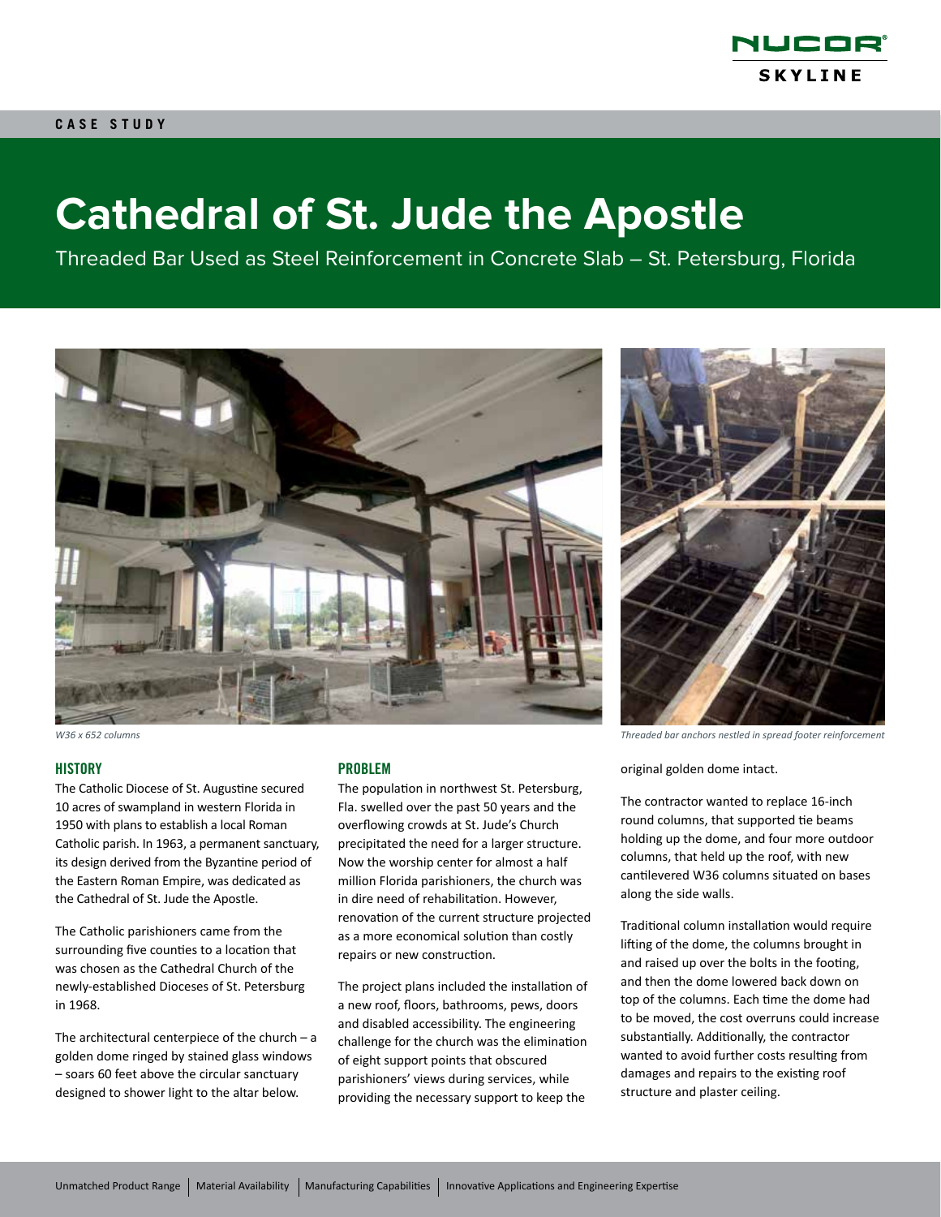CASE STUDY

# Cathedral of St. Jude the Apostle

Threaded Bar Used as Steel Reinforcement in Concrete Slab – St. Petersburg, Florida

*W36 x 652 columns*

*Threaded bar anchors nestled in spread footer reinforcement*

## HISTORY

The Catholic Diocese of St. Augustine secured 10 acres of swampland in western Florida in 1950 with plans to establish a local Roman Catholic parish. In 1963, a permanent sanctuary, its design derived from the Byzantine period of the Eastern Roman Empire, was dedicated as the Cathedral of St. Jude the Apostle.

The Catholic parishioners came from the surrounding five counties to a location that was chosen as the Cathedral Church of the newly-established Dioceses of St. Petersburg in 1968.

The architectural centerpiece of the church – a golden dome ringed by stained glass windows – soars 60 feet above the circular sanctuary designed to shower light to the altar below.

## PROBLEM

The population in northwest St. Petersburg, Fla. swelled over the past 50 years and the overflowing crowds at St. Jude's Church precipitated the need for a larger structure. Now the worship center for almost a half million Florida parishioners, the church was in dire need of rehabilitation. However, renovation of the current structure projected as a more economical solution than costly repairs or new construction.

The project plans included the installation of a new roof, floors, bathrooms, pews, doors and disabled accessibility. The engineering challenge for the church was the elimination of eight support points that obscured parishioners' views during services, while providing the necessary support to keep the original golden dome intact.

The contractor wanted to replace 16-inch round columns, that supported tie beams holding up the dome, and four more outdoor columns, that held up the roof, with new cantilevered W36 columns situated on bases along the side walls.

Traditional column installation would require lifting of the dome, the columns brought in and raised up over the bolts in the footing, and then the dome lowered back down on top of the columns. Each time the dome had to be moved, the cost overruns could increase substantially. Additionally, the contractor wanted to avoid further costs resulting from damages and repairs to the existing roof structure and plaster ceiling.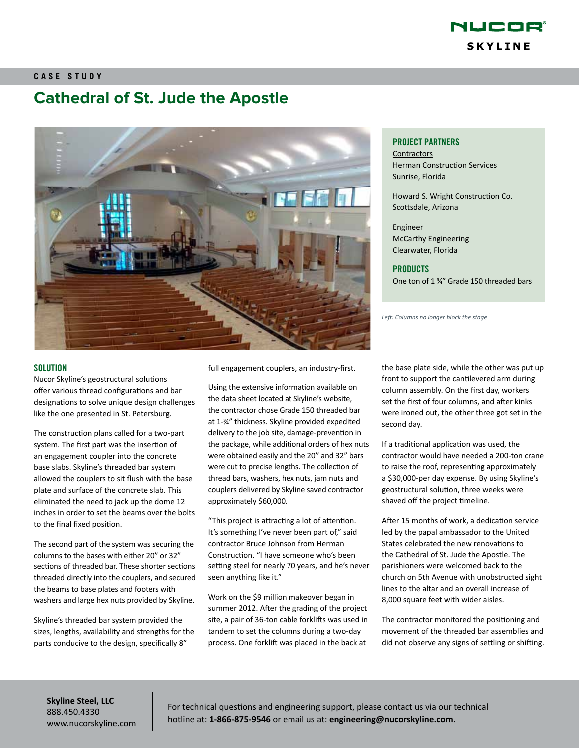CASE STUDY

# Cathedral of St. Jude the Apostle

## PROJECT PARTNERS

Contractors
Herman Construction Services
Sunrise, Florida

Howard S. Wright Construction Co.
Scottsdale, Arizona

Engineer
McCarthy Engineering
Clearwater, Florida

## PRODUCTS

One ton of 1 ¾" Grade 150 threaded bars

*Left: Columns no longer block the stage*

## SOLUTION

Nucor Skyline's geostructural solutions offer various thread configurations and bar designations to solve unique design challenges like the one presented in St. Petersburg.

The construction plans called for a two-part system. The first part was the insertion of an engagement coupler into the concrete base slabs. Skyline's threaded bar system allowed the couplers to sit flush with the base plate and surface of the concrete slab. This eliminated the need to jack up the dome 12 inches in order to set the beams over the bolts to the final fixed position.

The second part of the system was securing the columns to the bases with either 20" or 32" sections of threaded bar. These shorter sections threaded directly into the couplers, and secured the beams to base plates and footers with washers and large hex nuts provided by Skyline.

Skyline's threaded bar system provided the sizes, lengths, availability and strengths for the parts conducive to the design, specifically 8" full engagement couplers, an industry-first.

Using the extensive information available on the data sheet located at Skyline's website, the contractor chose Grade 150 threaded bar at 1-¾" thickness. Skyline provided expedited delivery to the job site, damage-prevention in the package, while additional orders of hex nuts were obtained easily and the 20" and 32" bars were cut to precise lengths. The collection of thread bars, washers, hex nuts, jam nuts and couplers delivered by Skyline saved contractor approximately $60,000.

"This project is attracting a lot of attention. It's something I've never been part of," said contractor Bruce Johnson from Herman Construction. "I have someone who's been setting steel for nearly 70 years, and he's never seen anything like it."

Work on the $9 million makeover began in summer 2012. After the grading of the project site, a pair of 36-ton cable forklifts was used in tandem to set the columns during a two-day process. One forklift was placed in the back at the base plate side, while the other was put up front to support the cantilevered arm during column assembly. On the first day, workers set the first of four columns, and after kinks were ironed out, the other three got set in the second day.

If a traditional application was used, the contractor would have needed a 200-ton crane to raise the roof, representing approximately a $30,000-per day expense. By using Skyline's geostructural solution, three weeks were shaved off the project timeline.

After 15 months of work, a dedication service led by the papal ambassador to the United States celebrated the new renovations to the Cathedral of St. Jude the Apostle. The parishioners were welcomed back to the church on 5th Avenue with unobstructed sight lines to the altar and an overall increase of 8,000 square feet with wider aisles.

The contractor monitored the positioning and movement of the threaded bar assemblies and did not observe any signs of settling or shifting.

**Skyline Steel, LLC**
888.450.4330
www.nucorskyline.com

For technical questions and engineering support, please contact us via our technical hotline at: **1-866-875-9546** or email us at: **engineering@nucorskyline.com**.